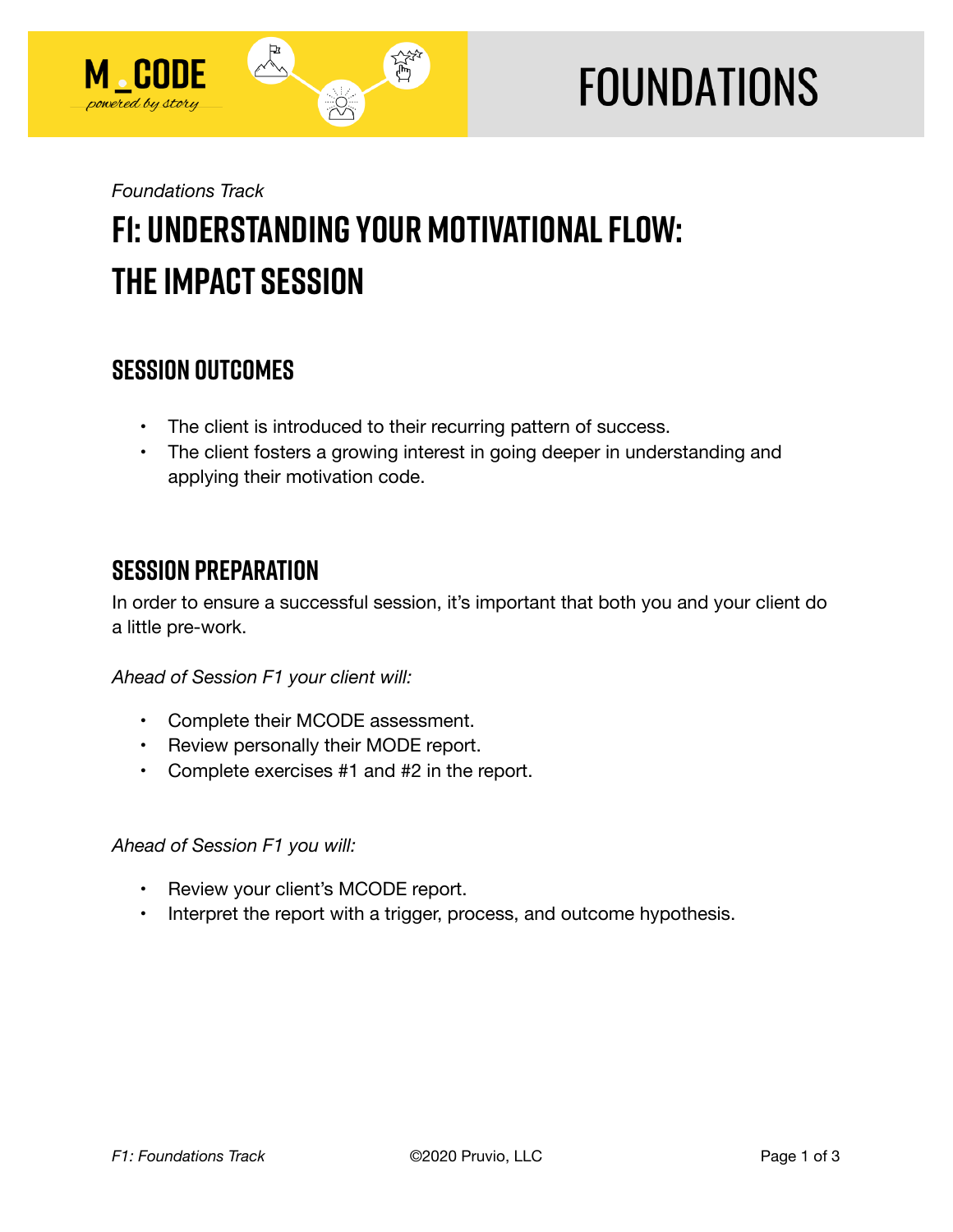M_CODE
*powered by story*

# FOUNDATIONS

*Foundations Track*

## F1: UNDERSTANDING YOUR MOTIVATIONAL FLOW: THE IMPACT SESSION

### SESSION OUTCOMES

- The client is introduced to their recurring pattern of success.
- The client fosters a growing interest in going deeper in understanding and applying their motivation code.

### SESSION PREPARATION

In order to ensure a successful session, it's important that both you and your client do a little pre-work.

*Ahead of Session F1 your client will:*

- Complete their MCODE assessment.
- Review personally their MODE report.
- Complete exercises #1 and #2 in the report.

*Ahead of Session F1 you will:*

- Review your client's MCODE report.
- Interpret the report with a trigger, process, and outcome hypothesis.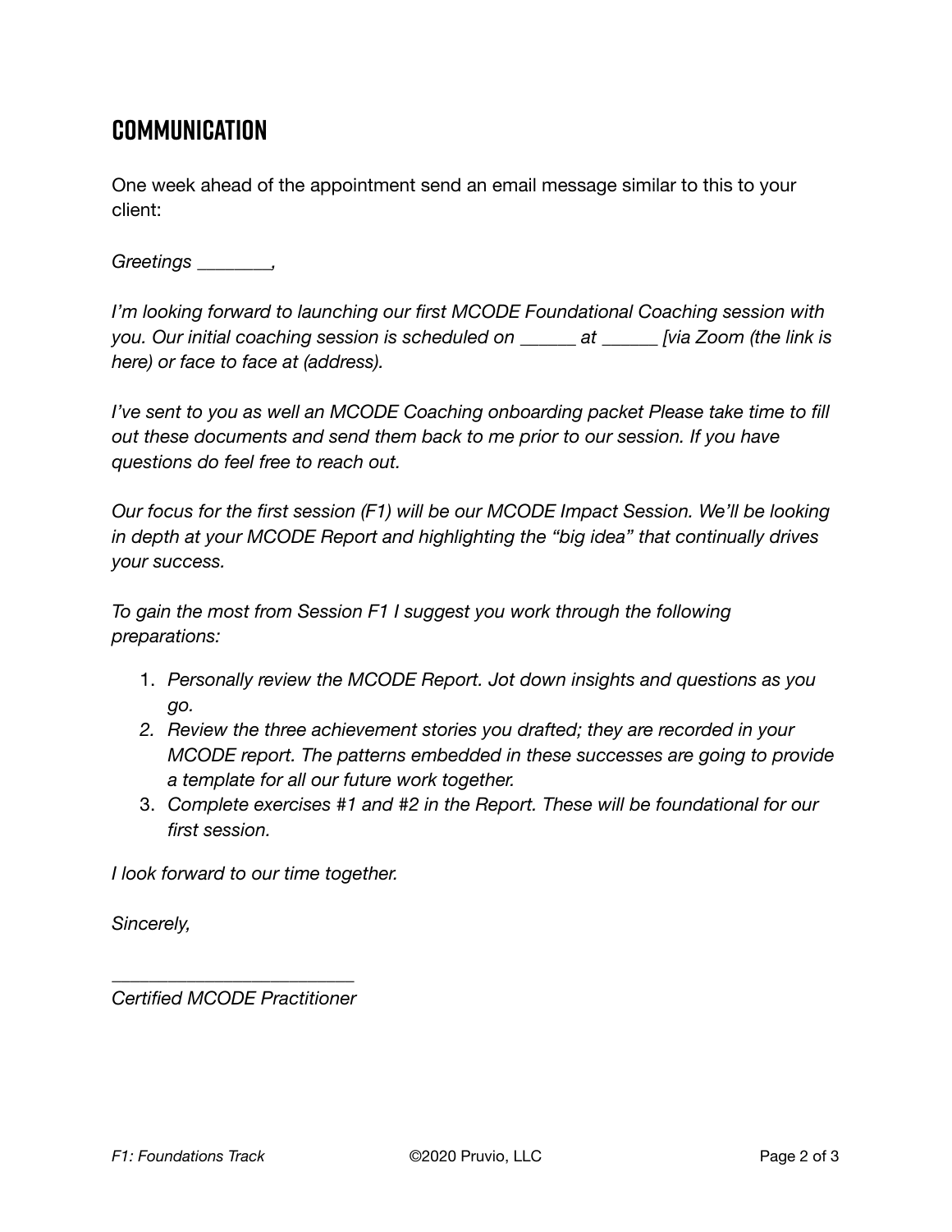## COMMUNICATION

One week ahead of the appointment send an email message similar to this to your client:

*Greetings ________,*

*I'm looking forward to launching our first MCODE Foundational Coaching session with you. Our initial coaching session is scheduled on ______ at ______ [via Zoom (the link is here) or face to face at (address).*

*I've sent to you as well an MCODE Coaching onboarding packet Please take time to fill out these documents and send them back to me prior to our session. If you have questions do feel free to reach out.*

*Our focus for the first session (F1) will be our MCODE Impact Session. We'll be looking in depth at your MCODE Report and highlighting the "big idea" that continually drives your success.*

*To gain the most from Session F1 I suggest you work through the following preparations:*

1. *Personally review the MCODE Report. Jot down insights and questions as you go.*
2. *Review the three achievement stories you drafted; they are recorded in your MCODE report. The patterns embedded in these successes are going to provide a template for all our future work together.*
3. *Complete exercises #1 and #2 in the Report. These will be foundational for our first session.*

*I look forward to our time together.*

*Sincerely,*

__________________________

*Certified MCODE Practitioner*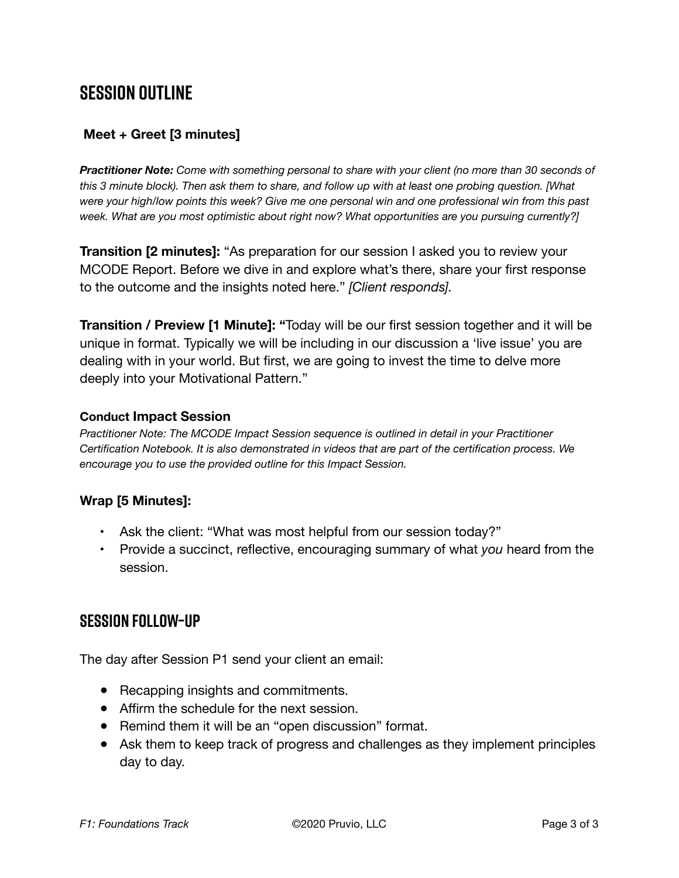## SESSION OUTLINE

### Meet + Greet [3 minutes]

***Practitioner Note:*** *Come with something personal to share with your client (no more than 30 seconds of this 3 minute block). Then ask them to share, and follow up with at least one probing question. [What were your high/low points this week? Give me one personal win and one professional win from this past week. What are you most optimistic about right now? What opportunities are you pursuing currently?]*

**Transition [2 minutes]:** "As preparation for our session I asked you to review your MCODE Report. Before we dive in and explore what's there, share your first response to the outcome and the insights noted here." *[Client responds].*

**Transition / Preview [1 Minute]: "**Today will be our first session together and it will be unique in format. Typically we will be including in our discussion a 'live issue' you are dealing with in your world. But first, we are going to invest the time to delve more deeply into your Motivational Pattern."

#### Conduct Impact Session

*Practitioner Note: The MCODE Impact Session sequence is outlined in detail in your Practitioner Certification Notebook. It is also demonstrated in videos that are part of the certification process. We encourage you to use the provided outline for this Impact Session.*

### Wrap [5 Minutes]:

- Ask the client: "What was most helpful from our session today?"
- Provide a succinct, reflective, encouraging summary of what *you* heard from the session.

## SESSION FOLLOW-UP

The day after Session P1 send your client an email:

- Recapping insights and commitments.
- Affirm the schedule for the next session.
- Remind them it will be an "open discussion" format.
- Ask them to keep track of progress and challenges as they implement principles day to day.